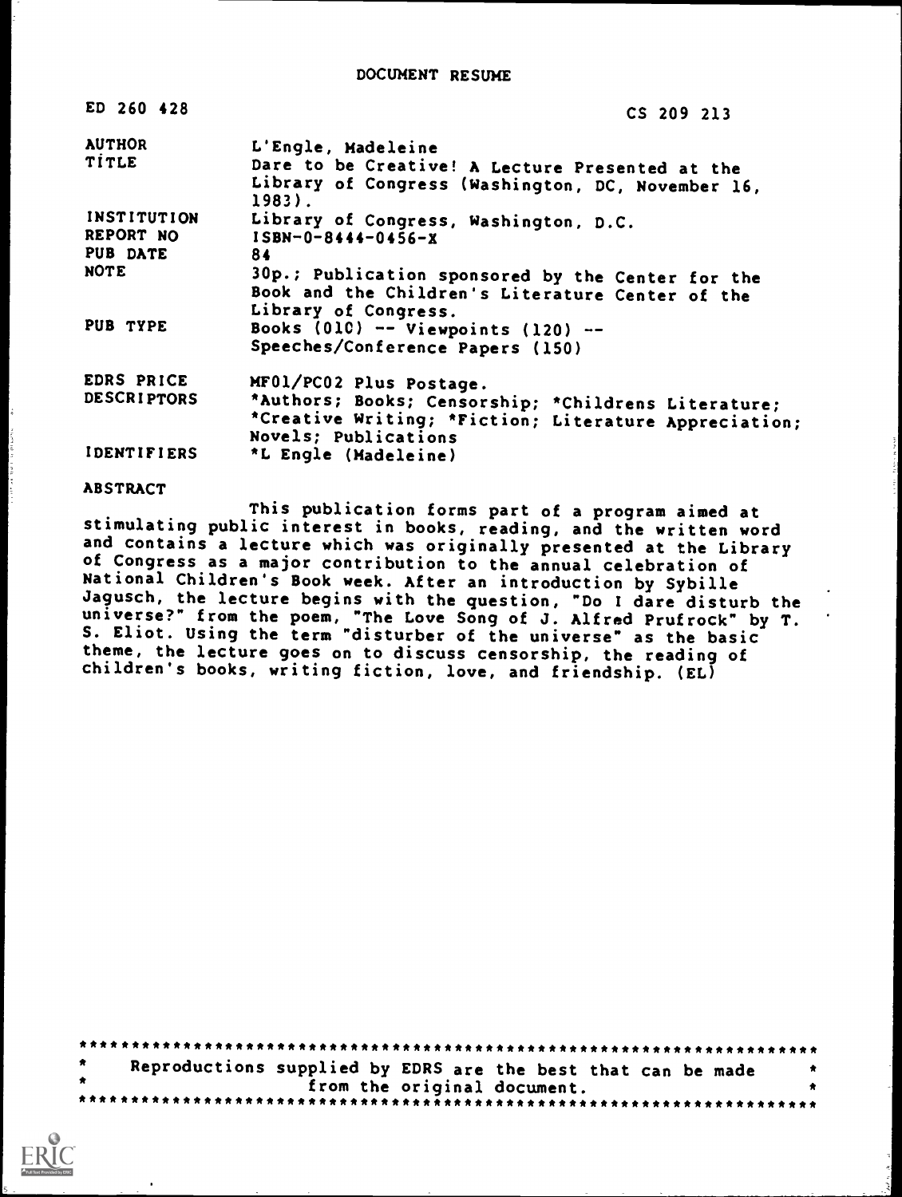# DOCUMENT RESUME

| | |
|---|---|
| ED 260 428 | CS 209 213 |
| AUTHOR | L'Engle, Madeleine |
| TITLE | Dare to be Creative! A Lecture Presented at the Library of Congress (Washington, DC, November 16, 1983). |
| INSTITUTION | Library of Congress, Washington, D.C. |
| REPORT NO | ISBN-0-8444-0456-X |
| PUB DATE | 84 |
| NOTE | 30p.; Publication sponsored by the Center for the Book and the Children's Literature Center of the Library of Congress. |
| PUB TYPE | Books (010) -- Viewpoints (120) -- Speeches/Conference Papers (150) |
| EDRS PRICE | MF01/PC02 Plus Postage. |
| DESCRIPTORS | *Authors; Books; Censorship; *Childrens Literature; *Creative Writing; *Fiction; Literature Appreciation; Novels; Publications |
| IDENTIFIERS | *L Engle (Madeleine) |

## ABSTRACT

This publication forms part of a program aimed at stimulating public interest in books, reading, and the written word and contains a lecture which was originally presented at the Library of Congress as a major contribution to the annual celebration of National Children's Book week. After an introduction by Sybille Jagusch, the lecture begins with the question, "Do I dare disturb the universe?" from the poem, "The Love Song of J. Alfred Prufrock" by T. S. Eliot. Using the term "disturber of the universe" as the basic theme, the lecture goes on to discuss censorship, the reading of children's books, writing fiction, love, and friendship. (EL)

***********************************************************************
* Reproductions supplied by EDRS are the best that can be made *
* from the original document. *
***********************************************************************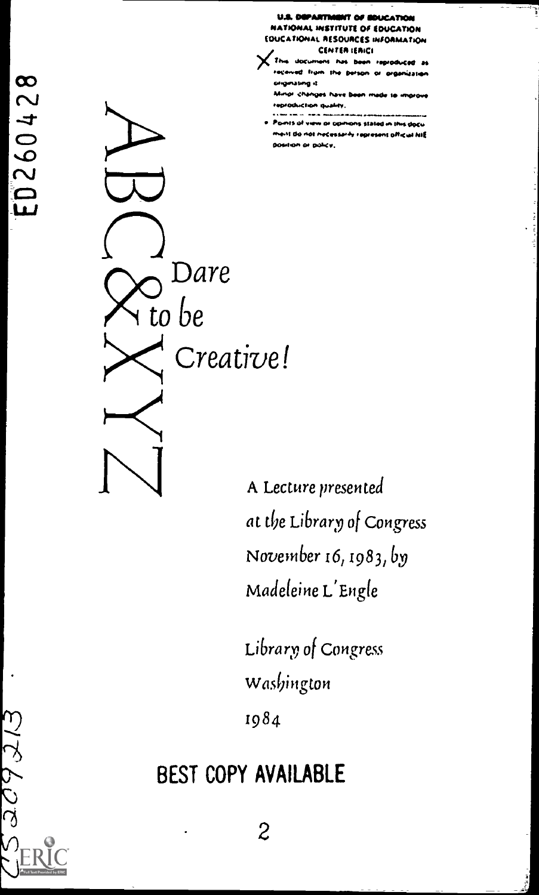U.S. DEPARTMENT OF EDUCATION
NATIONAL INSTITUTE OF EDUCATION
EDUCATIONAL RESOURCES INFORMATION CENTER (ERIC)

- X This document has been reproduced as received from the person or organization originating it.
- Minor changes have been made to improve reproduction quality.
- Points of view or opinions stated in this document do not necessarily represent official NIE position or policy.

ED260428

# ABC & XYZ

## Dare to be Creative!

A Lecture presented at the Library of Congress November 16, 1983, by Madeleine L'Engle

Library of Congress
Washington
1984

BEST COPY AVAILABLE

CS 209213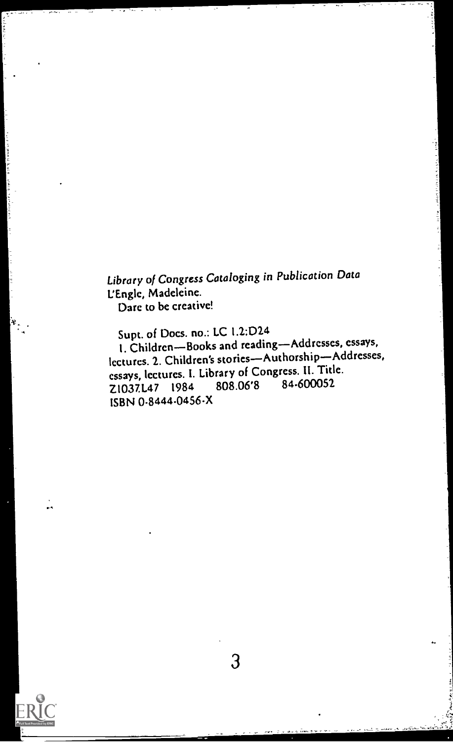*Library of Congress Cataloging in Publication Data*
L'Engle, Madeleine.
Dare to be creative!

Supt. of Docs. no.: LC 1.2:D24
1. Children—Books and reading—Addresses, essays, lectures. 2. Children's stories—Authorship—Addresses, essays, lectures. I. Library of Congress. II. Title.
Z1037.L47 1984 808.06'8 84-600052
ISBN 0-8444-0456-X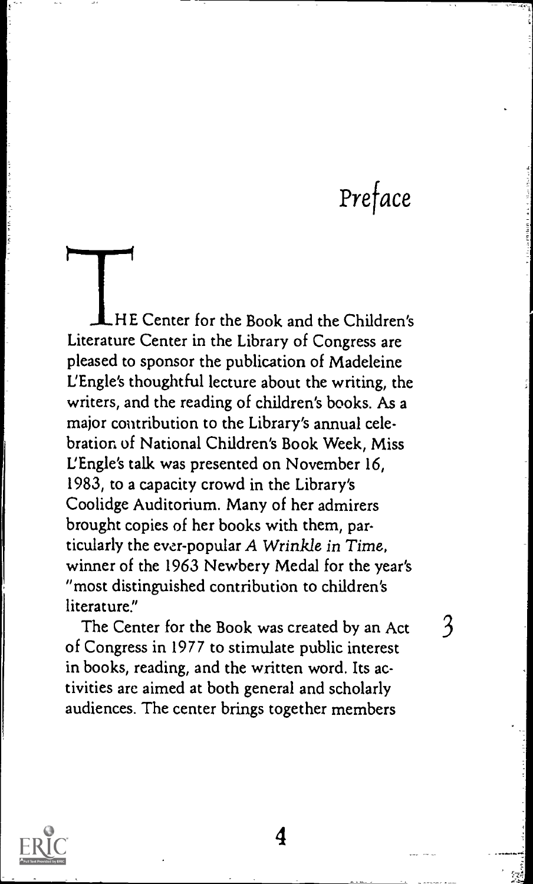# Preface

THE Center for the Book and the Children's Literature Center in the Library of Congress are pleased to sponsor the publication of Madeleine L'Engle's thoughtful lecture about the writing, the writers, and the reading of children's books. As a major contribution to the Library's annual celebration of National Children's Book Week, Miss L'Engle's talk was presented on November 16, 1983, to a capacity crowd in the Library's Coolidge Auditorium. Many of her admirers brought copies of her books with them, particularly the ever-popular *A Wrinkle in Time*, winner of the 1963 Newbery Medal for the year's "most distinguished contribution to children's literature."

The Center for the Book was created by an Act of Congress in 1977 to stimulate public interest in books, reading, and the written word. Its activities are aimed at both general and scholarly audiences. The center brings together members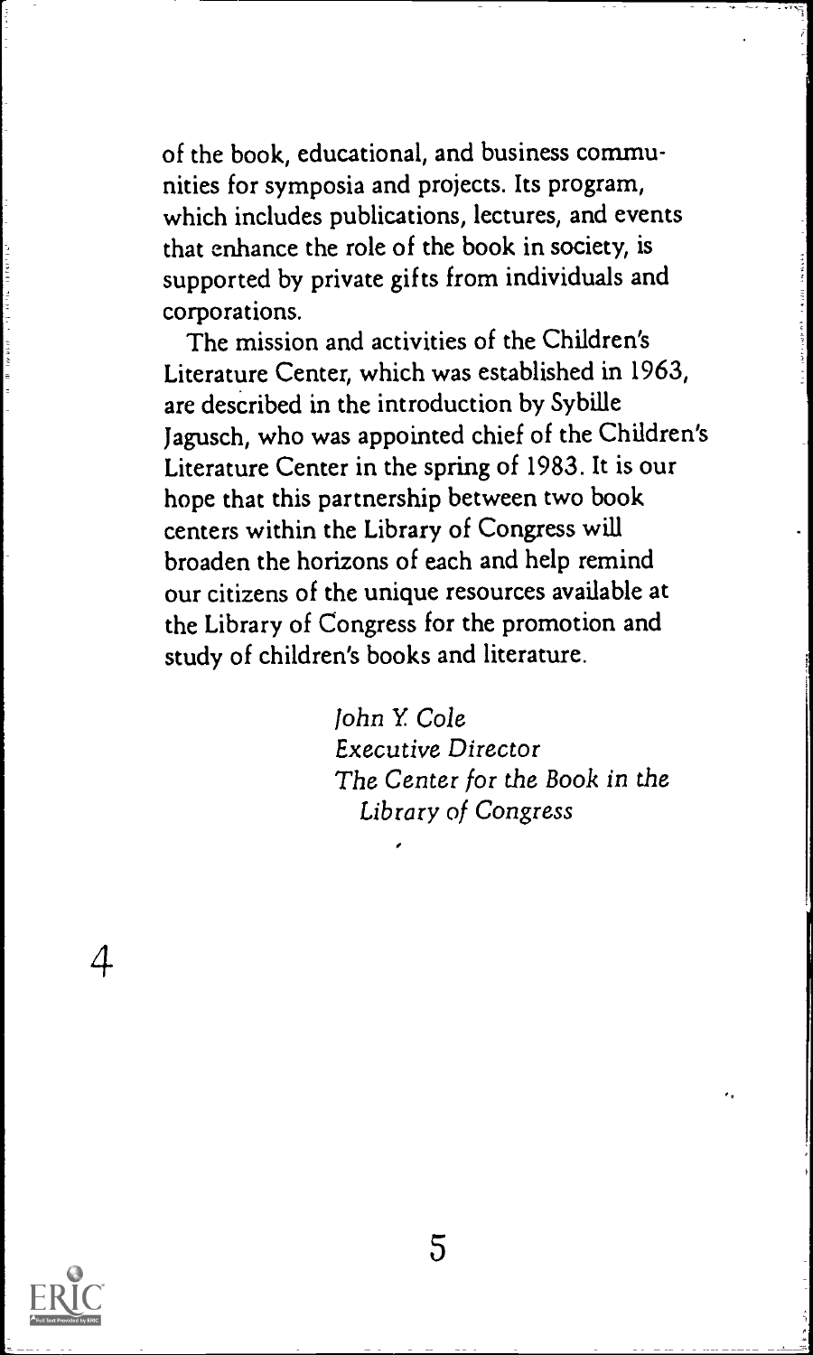of the book, educational, and business communities for symposia and projects. Its program, which includes publications, lectures, and events that enhance the role of the book in society, is supported by private gifts from individuals and corporations.

The mission and activities of the Children's Literature Center, which was established in 1963, are described in the introduction by Sybille Jagusch, who was appointed chief of the Children's Literature Center in the spring of 1983. It is our hope that this partnership between two book centers within the Library of Congress will broaden the horizons of each and help remind our citizens of the unique resources available at the Library of Congress for the promotion and study of children's books and literature.

*John Y. Cole*
*Executive Director*
*The Center for the Book in the Library of Congress*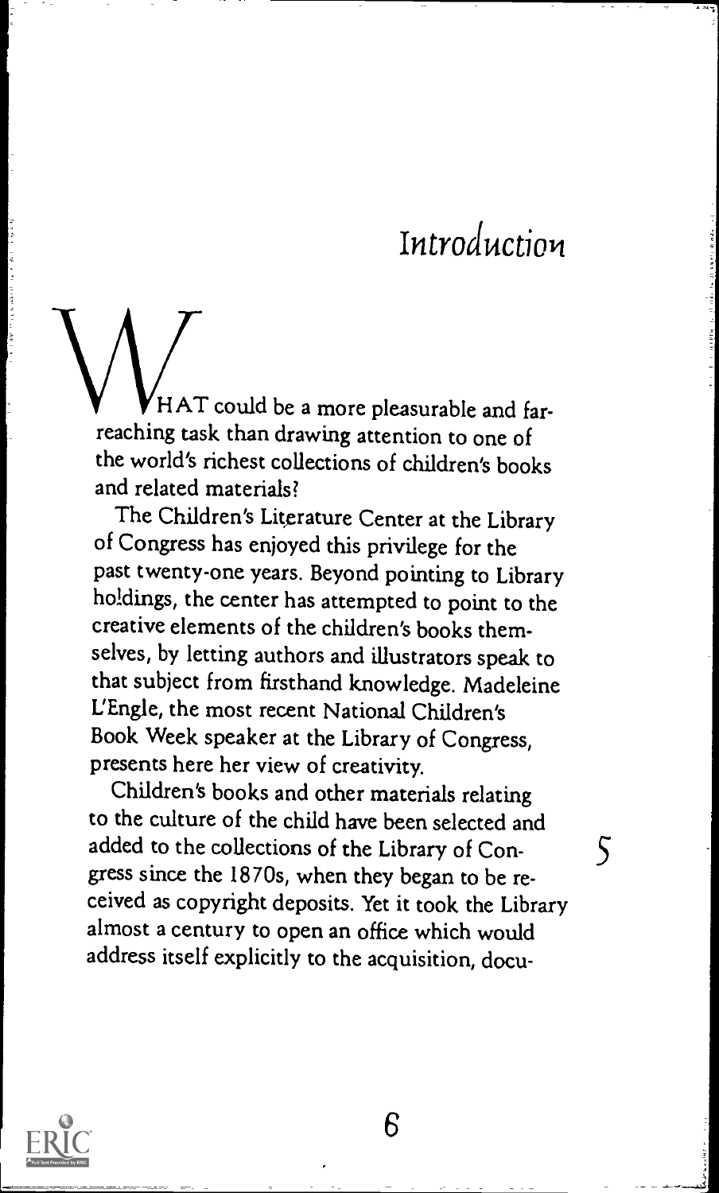# Introduction

WHAT could be a more pleasurable and far-reaching task than drawing attention to one of the world's richest collections of children's books and related materials?

The Children's Literature Center at the Library of Congress has enjoyed this privilege for the past twenty-one years. Beyond pointing to Library holdings, the center has attempted to point to the creative elements of the children's books themselves, by letting authors and illustrators speak to that subject from firsthand knowledge. Madeleine L'Engle, the most recent National Children's Book Week speaker at the Library of Congress, presents here her view of creativity.

Children's books and other materials relating to the culture of the child have been selected and added to the collections of the Library of Congress since the 1870s, when they began to be received as copyright deposits. Yet it took the Library almost a century to open an office which would address itself explicitly to the acquisition, docu-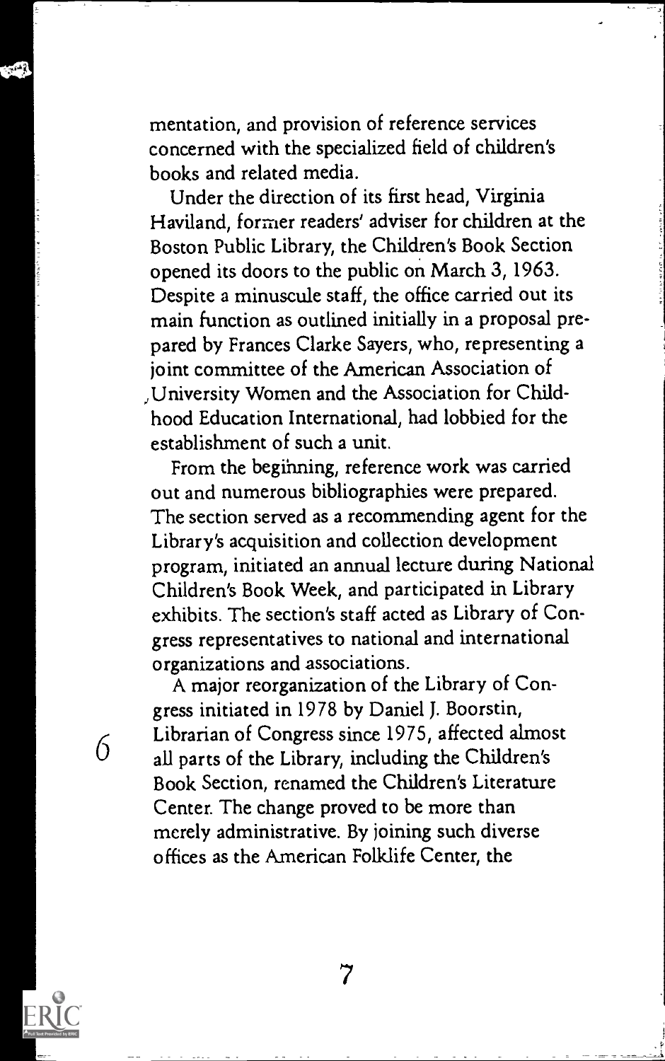mentation, and provision of reference services concerned with the specialized field of children's books and related media.

Under the direction of its first head, Virginia Haviland, former readers' adviser for children at the Boston Public Library, the Children's Book Section opened its doors to the public on March 3, 1963. Despite a minuscule staff, the office carried out its main function as outlined initially in a proposal prepared by Frances Clarke Sayers, who, representing a joint committee of the American Association of University Women and the Association for Childhood Education International, had lobbied for the establishment of such a unit.

From the beginning, reference work was carried out and numerous bibliographies were prepared. The section served as a recommending agent for the Library's acquisition and collection development program, initiated an annual lecture during National Children's Book Week, and participated in Library exhibits. The section's staff acted as Library of Congress representatives to national and international organizations and associations.

A major reorganization of the Library of Congress initiated in 1978 by Daniel J. Boorstin, Librarian of Congress since 1975, affected almost all parts of the Library, including the Children's Book Section, renamed the Children's Literature Center. The change proved to be more than merely administrative. By joining such diverse offices as the American Folklife Center, the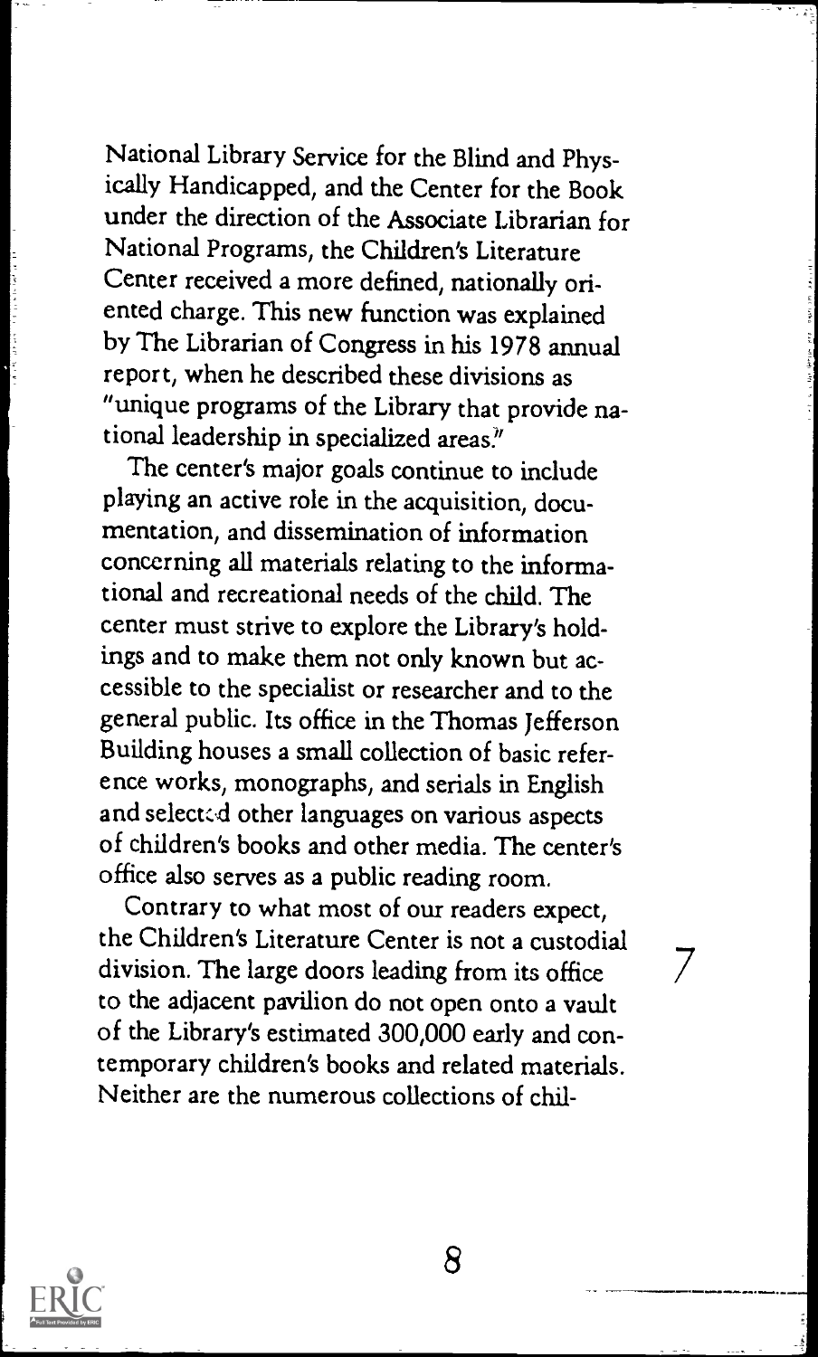National Library Service for the Blind and Physically Handicapped, and the Center for the Book under the direction of the Associate Librarian for National Programs, the Children's Literature Center received a more defined, nationally oriented charge. This new function was explained by The Librarian of Congress in his 1978 annual report, when he described these divisions as "unique programs of the Library that provide national leadership in specialized areas."

The center's major goals continue to include playing an active role in the acquisition, documentation, and dissemination of information concerning all materials relating to the informational and recreational needs of the child. The center must strive to explore the Library's holdings and to make them not only known but accessible to the specialist or researcher and to the general public. Its office in the Thomas Jefferson Building houses a small collection of basic reference works, monographs, and serials in English and selected other languages on various aspects of children's books and other media. The center's office also serves as a public reading room.

Contrary to what most of our readers expect, the Children's Literature Center is not a custodial division. The large doors leading from its office to the adjacent pavilion do not open onto a vault of the Library's estimated 300,000 early and contemporary children's books and related materials. Neither are the numerous collections of chil-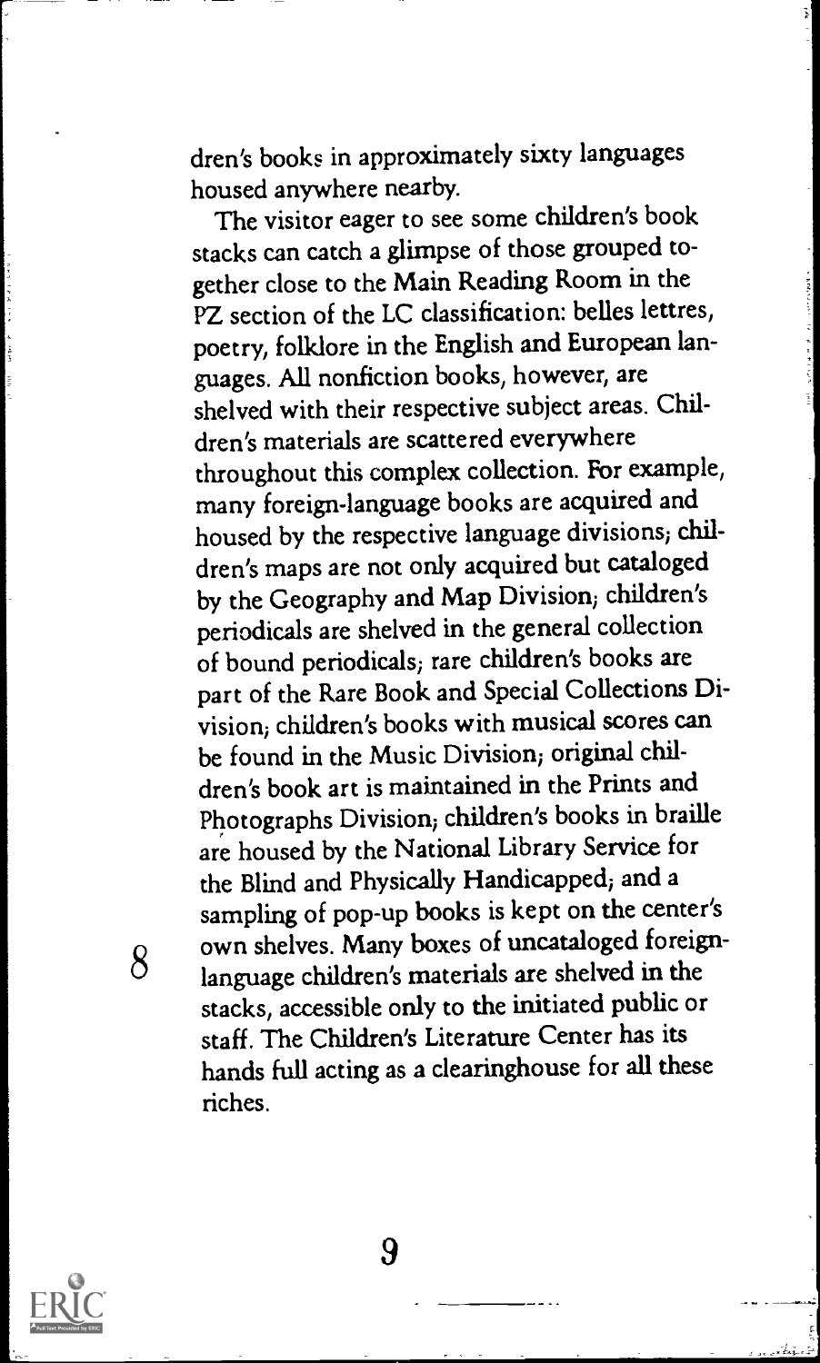dren's books in approximately sixty languages housed anywhere nearby.

The visitor eager to see some children's book stacks can catch a glimpse of those grouped together close to the Main Reading Room in the PZ section of the LC classification: belles lettres, poetry, folklore in the English and European languages. All nonfiction books, however, are shelved with their respective subject areas. Children's materials are scattered everywhere throughout this complex collection. For example, many foreign-language books are acquired and housed by the respective language divisions; children's maps are not only acquired but cataloged by the Geography and Map Division; children's periodicals are shelved in the general collection of bound periodicals; rare children's books are part of the Rare Book and Special Collections Division; children's books with musical scores can be found in the Music Division; original children's book art is maintained in the Prints and Photographs Division; children's books in braille are housed by the National Library Service for the Blind and Physically Handicapped; and a sampling of pop-up books is kept on the center's own shelves. Many boxes of uncataloged foreign-language children's materials are shelved in the stacks, accessible only to the initiated public or staff. The Children's Literature Center has its hands full acting as a clearinghouse for all these riches.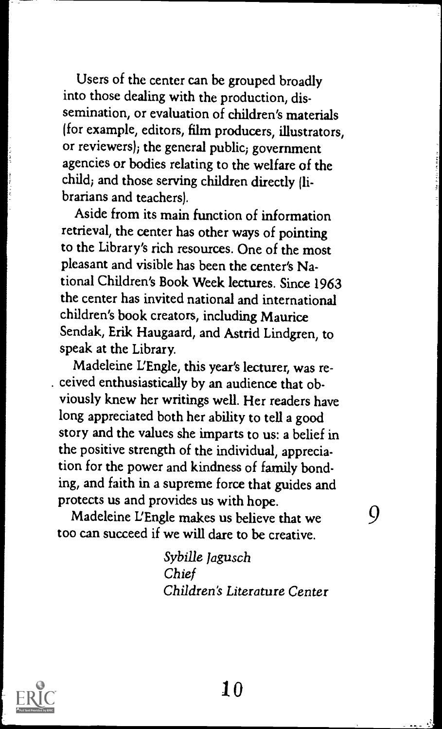Users of the center can be grouped broadly into those dealing with the production, dissemination, or evaluation of children's materials (for example, editors, film producers, illustrators, or reviewers); the general public; government agencies or bodies relating to the welfare of the child; and those serving children directly (librarians and teachers).

Aside from its main function of information retrieval, the center has other ways of pointing to the Library's rich resources. One of the most pleasant and visible has been the center's National Children's Book Week lectures. Since 1963 the center has invited national and international children's book creators, including Maurice Sendak, Erik Haugaard, and Astrid Lindgren, to speak at the Library.

Madeleine L'Engle, this year's lecturer, was received enthusiastically by an audience that obviously knew her writings well. Her readers have long appreciated both her ability to tell a good story and the values she imparts to us: a belief in the positive strength of the individual, appreciation for the power and kindness of family bonding, and faith in a supreme force that guides and protects us and provides us with hope.

Madeleine L'Engle makes us believe that we too can succeed if we will dare to be creative.

*Sybille Jagusch*
*Chief*
*Children's Literature Center*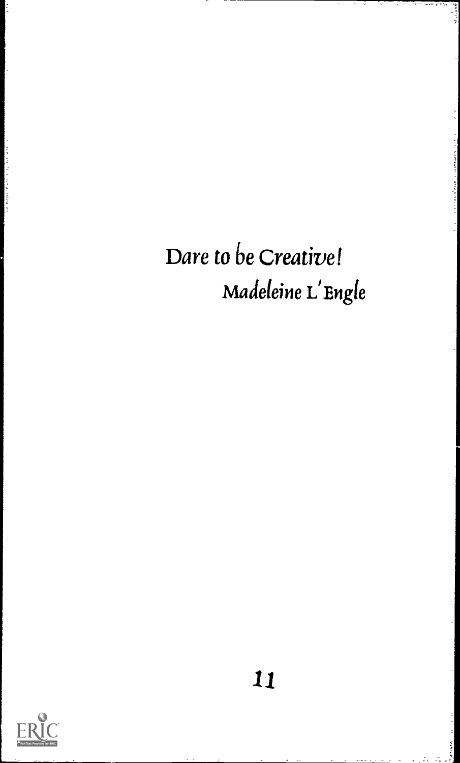# Dare to be Creative!

## Madeleine L'Engle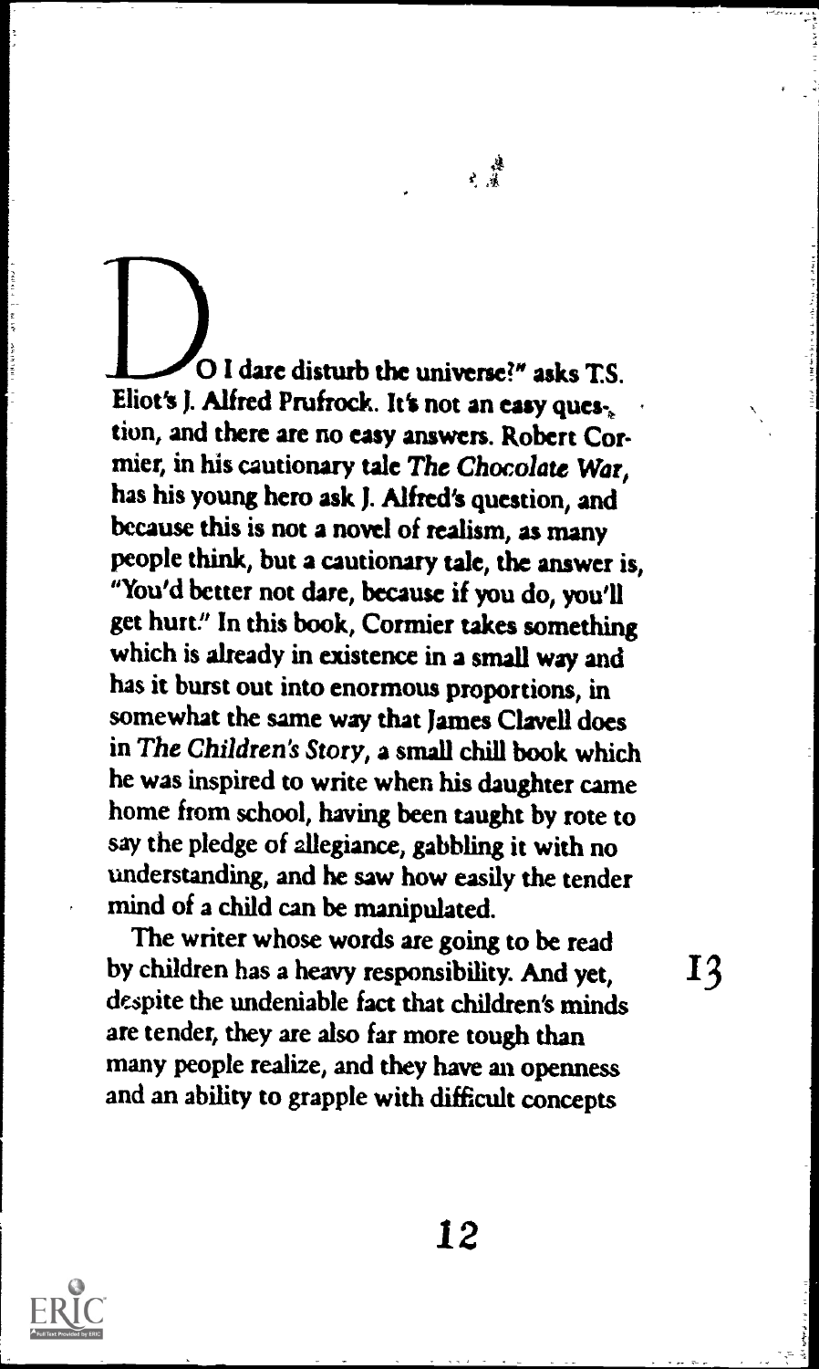"DO I dare disturb the universe?" asks T.S. Eliot's J. Alfred Prufrock. It's not an easy question, and there are no easy answers. Robert Cormier, in his cautionary tale *The Chocolate War*, has his young hero ask J. Alfred's question, and because this is not a novel of realism, as many people think, but a cautionary tale, the answer is, "You'd better not dare, because if you do, you'll get hurt." In this book, Cormier takes something which is already in existence in a small way and has it burst out into enormous proportions, in somewhat the same way that James Clavell does in *The Children's Story*, a small chill book which he was inspired to write when his daughter came home from school, having been taught by rote to say the pledge of allegiance, gabbling it with no understanding, and he saw how easily the tender mind of a child can be manipulated.

The writer whose words are going to be read by children has a heavy responsibility. And yet, despite the undeniable fact that children's minds are tender, they are also far more tough than many people realize, and they have an openness and an ability to grapple with difficult concepts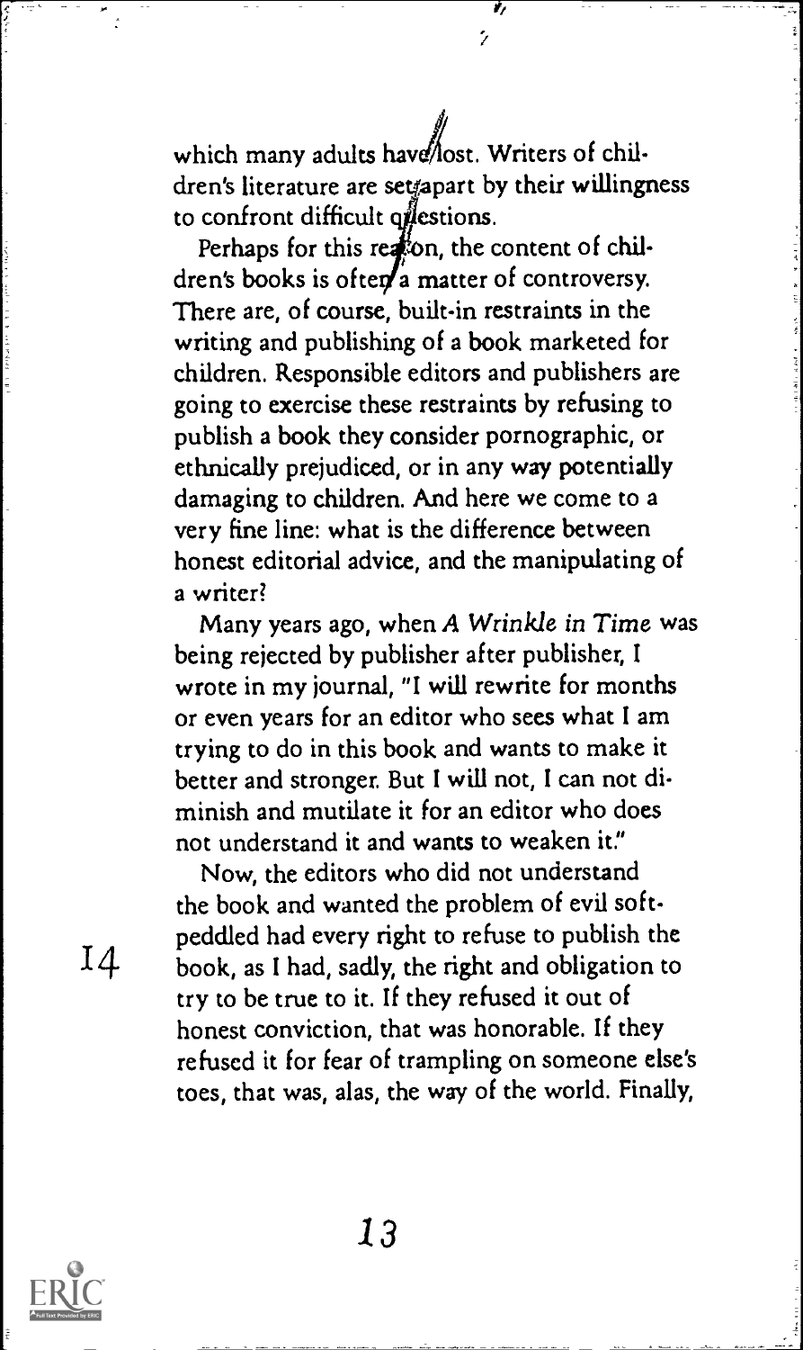which many adults have lost. Writers of children's literature are set apart by their willingness to confront difficult questions.

Perhaps for this reason, the content of children's books is often a matter of controversy. There are, of course, built-in restraints in the writing and publishing of a book marketed for children. Responsible editors and publishers are going to exercise these restraints by refusing to publish a book they consider pornographic, or ethnically prejudiced, or in any way potentially damaging to children. And here we come to a very fine line: what is the difference between honest editorial advice, and the manipulating of a writer?

Many years ago, when *A Wrinkle in Time* was being rejected by publisher after publisher, I wrote in my journal, "I will rewrite for months or even years for an editor who sees what I am trying to do in this book and wants to make it better and stronger. But I will not, I can not diminish and mutilate it for an editor who does not understand it and wants to weaken it."

Now, the editors who did not understand the book and wanted the problem of evil soft-peddled had every right to refuse to publish the book, as I had, sadly, the right and obligation to try to be true to it. If they refused it out of honest conviction, that was honorable. If they refused it for fear of trampling on someone else's toes, that was, alas, the way of the world. Finally,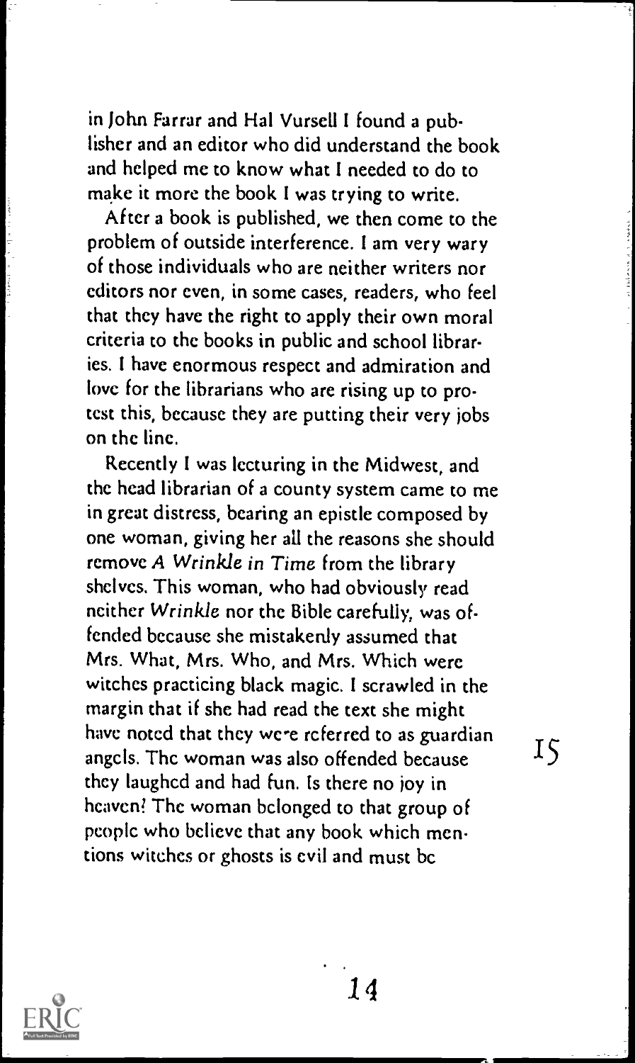in John Farrar and Hal Vursell I found a publisher and an editor who did understand the book and helped me to know what I needed to do to make it more the book I was trying to write.

After a book is published, we then come to the problem of outside interference. I am very wary of those individuals who are neither writers nor editors nor even, in some cases, readers, who feel that they have the right to apply their own moral criteria to the books in public and school libraries. I have enormous respect and admiration and love for the librarians who are rising up to protest this, because they are putting their very jobs on the line.

Recently I was lecturing in the Midwest, and the head librarian of a county system came to me in great distress, bearing an epistle composed by one woman, giving her all the reasons she should remove *A Wrinkle in Time* from the library shelves. This woman, who had obviously read neither *Wrinkle* nor the Bible carefully, was offended because she mistakenly assumed that Mrs. What, Mrs. Who, and Mrs. Which were witches practicing black magic. I scrawled in the margin that if she had read the text she might have noted that they were referred to as guardian angels. The woman was also offended because they laughed and had fun. Is there no joy in heaven? The woman belonged to that group of people who believe that any book which mentions witches or ghosts is evil and must be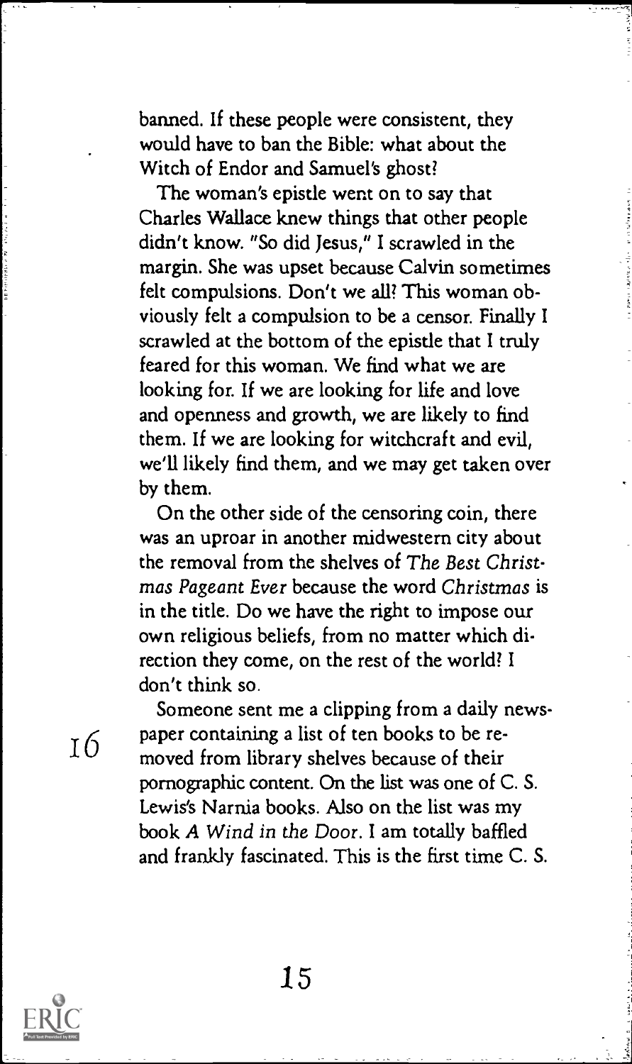banned. If these people were consistent, they would have to ban the Bible: what about the Witch of Endor and Samuel's ghost?

The woman's epistle went on to say that Charles Wallace knew things that other people didn't know. "So did Jesus," I scrawled in the margin. She was upset because Calvin sometimes felt compulsions. Don't we all? This woman obviously felt a compulsion to be a censor. Finally I scrawled at the bottom of the epistle that I truly feared for this woman. We find what we are looking for. If we are looking for life and love and openness and growth, we are likely to find them. If we are looking for witchcraft and evil, we'll likely find them, and we may get taken over by them.

On the other side of the censoring coin, there was an uproar in another midwestern city about the removal from the shelves of *The Best Christmas Pageant Ever* because the word *Christmas* is in the title. Do we have the right to impose our own religious beliefs, from no matter which direction they come, on the rest of the world? I don't think so.

Someone sent me a clipping from a daily newspaper containing a list of ten books to be removed from library shelves because of their pornographic content. On the list was one of C. S. Lewis's Narnia books. Also on the list was my book *A Wind in the Door*. I am totally baffled and frankly fascinated. This is the first time C. S.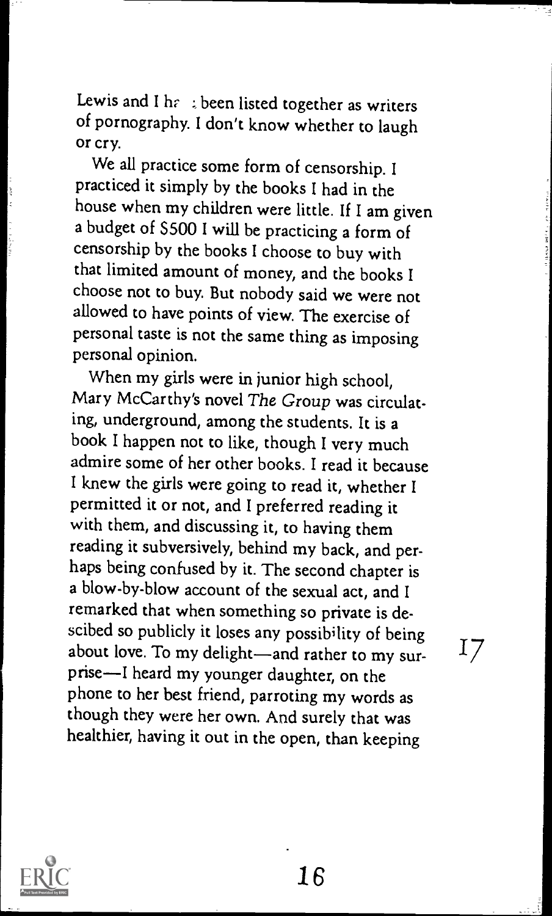Lewis and I have been listed together as writers of pornography. I don't know whether to laugh or cry.

We all practice some form of censorship. I practiced it simply by the books I had in the house when my children were little. If I am given a budget of $500 I will be practicing a form of censorship by the books I choose to buy with that limited amount of money, and the books I choose not to buy. But nobody said we were not allowed to have points of view. The exercise of personal taste is not the same thing as imposing personal opinion.

When my girls were in junior high school, Mary McCarthy's novel *The Group* was circulating, underground, among the students. It is a book I happen not to like, though I very much admire some of her other books. I read it because I knew the girls were going to read it, whether I permitted it or not, and I preferred reading it with them, and discussing it, to having them reading it subversively, behind my back, and perhaps being confused by it. The second chapter is a blow-by-blow account of the sexual act, and I remarked that when something so private is descibed so publicly it loses any possibility of being about love. To my delight—and rather to my surprise—I heard my younger daughter, on the phone to her best friend, parroting my words as though they were her own. And surely that was healthier, having it out in the open, than keeping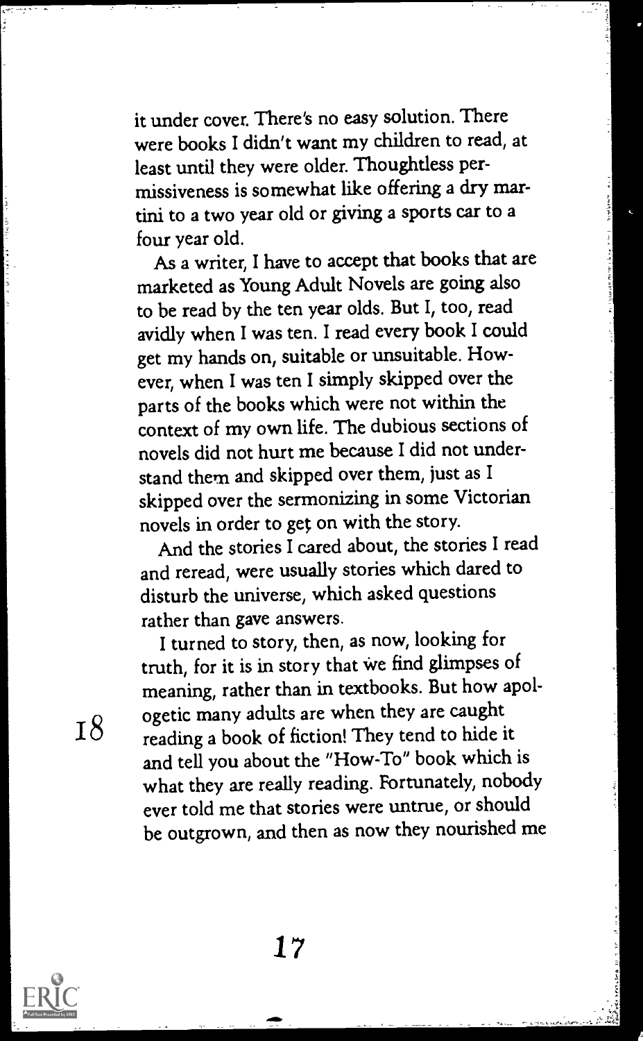it under cover. There's no easy solution. There were books I didn't want my children to read, at least until they were older. Thoughtless permissiveness is somewhat like offering a dry martini to a two year old or giving a sports car to a four year old.

As a writer, I have to accept that books that are marketed as Young Adult Novels are going also to be read by the ten year olds. But I, too, read avidly when I was ten. I read every book I could get my hands on, suitable or unsuitable. However, when I was ten I simply skipped over the parts of the books which were not within the context of my own life. The dubious sections of novels did not hurt me because I did not understand them and skipped over them, just as I skipped over the sermonizing in some Victorian novels in order to get on with the story.

And the stories I cared about, the stories I read and reread, were usually stories which dared to disturb the universe, which asked questions rather than gave answers.

I turned to story, then, as now, looking for truth, for it is in story that we find glimpses of meaning, rather than in textbooks. But how apologetic many adults are when they are caught reading a book of fiction! They tend to hide it and tell you about the "How-To" book which is what they are really reading. Fortunately, nobody ever told me that stories were untrue, or should be outgrown, and then as now they nourished me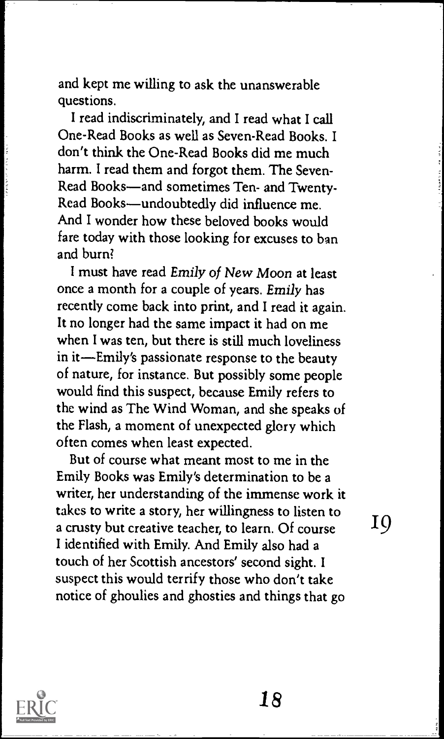and kept me willing to ask the unanswerable questions.

I read indiscriminately, and I read what I call One-Read Books as well as Seven-Read Books. I don't think the One-Read Books did me much harm. I read them and forgot them. The Seven-Read Books—and sometimes Ten- and Twenty-Read Books—undoubtedly did influence me. And I wonder how these beloved books would fare today with those looking for excuses to ban and burn?

I must have read *Emily of New Moon* at least once a month for a couple of years. *Emily* has recently come back into print, and I read it again. It no longer had the same impact it had on me when I was ten, but there is still much loveliness in it—Emily's passionate response to the beauty of nature, for instance. But possibly some people would find this suspect, because Emily refers to the wind as The Wind Woman, and she speaks of the Flash, a moment of unexpected glory which often comes when least expected.

But of course what meant most to me in the Emily Books was Emily's determination to be a writer, her understanding of the immense work it takes to write a story, her willingness to listen to a crusty but creative teacher, to learn. Of course I identified with Emily. And Emily also had a touch of her Scottish ancestors' second sight. I suspect this would terrify those who don't take notice of ghoulies and ghosties and things that go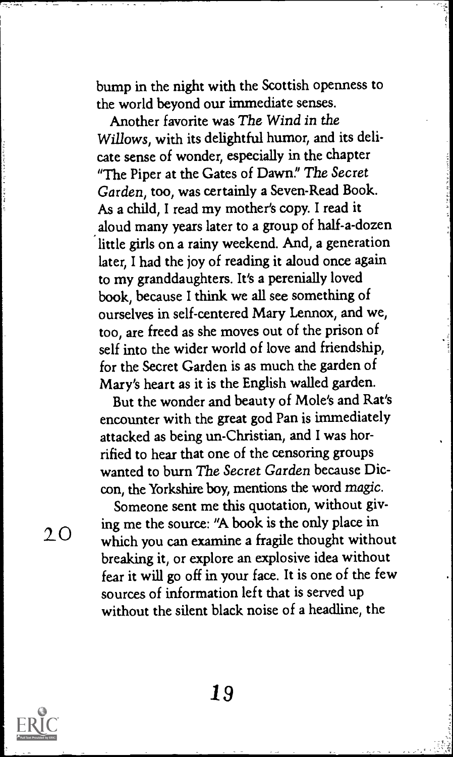bump in the night with the Scottish openness to the world beyond our immediate senses.

Another favorite was *The Wind in the Willows*, with its delightful humor, and its delicate sense of wonder, especially in the chapter "The Piper at the Gates of Dawn." *The Secret Garden*, too, was certainly a Seven-Read Book. As a child, I read my mother's copy. I read it aloud many years later to a group of half-a-dozen little girls on a rainy weekend. And, a generation later, I had the joy of reading it aloud once again to my granddaughters. It's a perenially loved book, because I think we all see something of ourselves in self-centered Mary Lennox, and we, too, are freed as she moves out of the prison of self into the wider world of love and friendship, for the Secret Garden is as much the garden of Mary's heart as it is the English walled garden.

But the wonder and beauty of Mole's and Rat's encounter with the great god Pan is immediately attacked as being un-Christian, and I was horrified to hear that one of the censoring groups wanted to burn *The Secret Garden* because Diccon, the Yorkshire boy, mentions the word *magic*.

Someone sent me this quotation, without giving me the source: "A book is the only place in which you can examine a fragile thought without breaking it, or explore an explosive idea without fear it will go off in your face. It is one of the few sources of information left that is served up without the silent black noise of a headline, the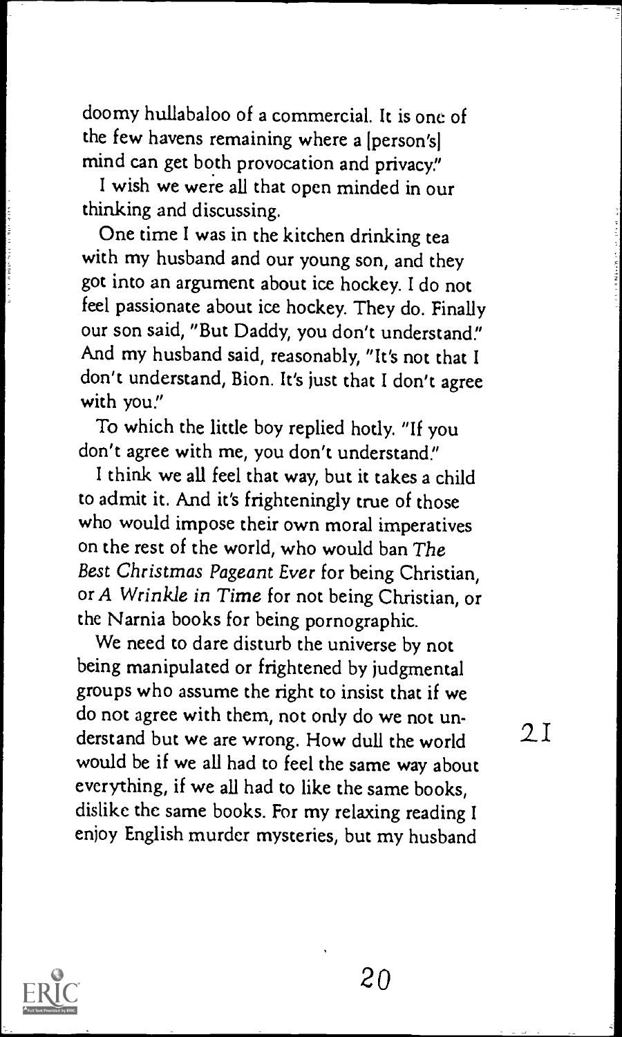doomy hullabaloo of a commercial. It is one of the few havens remaining where a [person's] mind can get both provocation and privacy."

I wish we were all that open minded in our thinking and discussing.

One time I was in the kitchen drinking tea with my husband and our young son, and they got into an argument about ice hockey. I do not feel passionate about ice hockey. They do. Finally our son said, "But Daddy, you don't understand." And my husband said, reasonably, "It's not that I don't understand, Bion. It's just that I don't agree with you."

To which the little boy replied hotly. "If you don't agree with me, you don't understand."

I think we all feel that way, but it takes a child to admit it. And it's frighteningly true of those who would impose their own moral imperatives on the rest of the world, who would ban *The Best Christmas Pageant Ever* for being Christian, or *A Wrinkle in Time* for not being Christian, or the Narnia books for being pornographic.

We need to dare disturb the universe by not being manipulated or frightened by judgmental groups who assume the right to insist that if we do not agree with them, not only do we not understand but we are wrong. How dull the world would be if we all had to feel the same way about everything, if we all had to like the same books, dislike the same books. For my relaxing reading I enjoy English murder mysteries, but my husband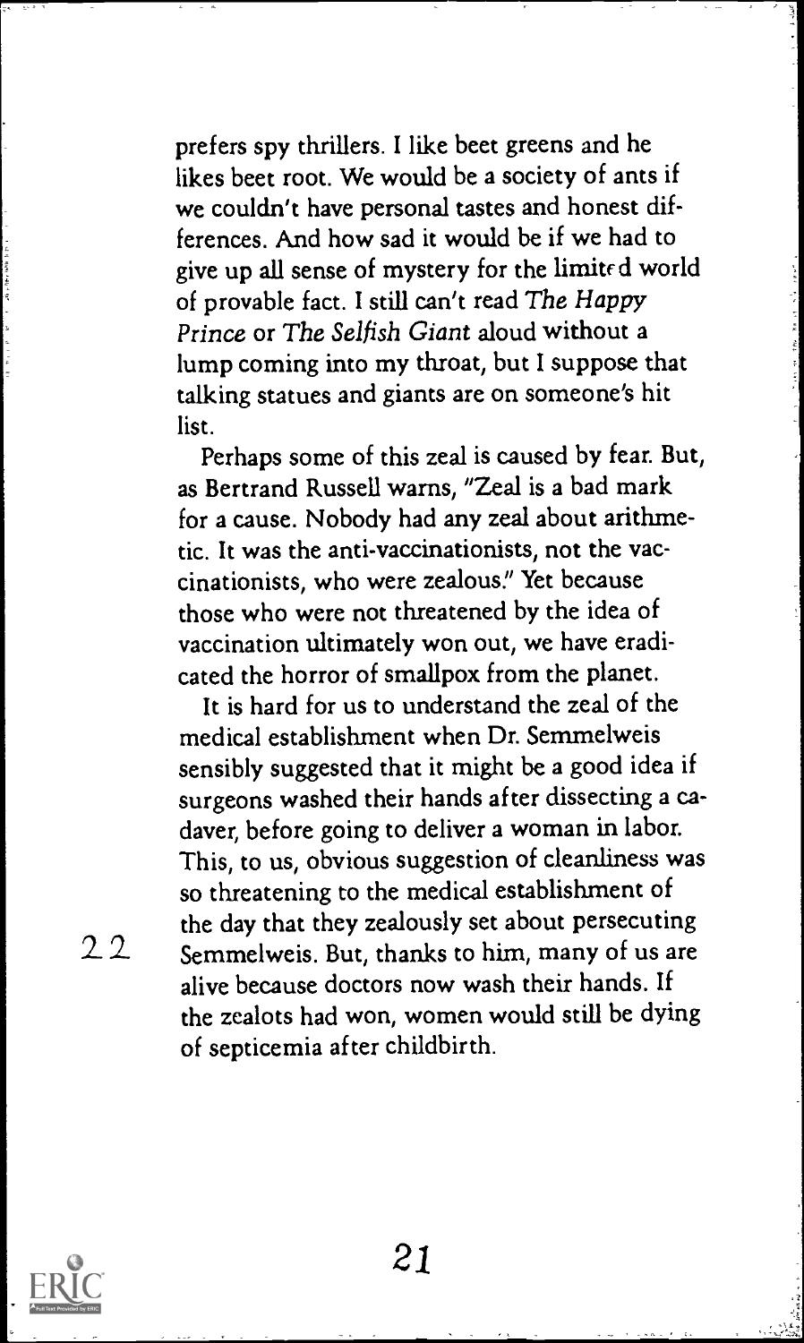prefers spy thrillers. I like beet greens and he likes beet root. We would be a society of ants if we couldn't have personal tastes and honest differences. And how sad it would be if we had to give up all sense of mystery for the limited world of provable fact. I still can't read *The Happy Prince* or *The Selfish Giant* aloud without a lump coming into my throat, but I suppose that talking statues and giants are on someone's hit list.

Perhaps some of this zeal is caused by fear. But, as Bertrand Russell warns, "Zeal is a bad mark for a cause. Nobody had any zeal about arithmetic. It was the anti-vaccinationists, not the vaccinationists, who were zealous." Yet because those who were not threatened by the idea of vaccination ultimately won out, we have eradicated the horror of smallpox from the planet.

It is hard for us to understand the zeal of the medical establishment when Dr. Semmelweis sensibly suggested that it might be a good idea if surgeons washed their hands after dissecting a cadaver, before going to deliver a woman in labor. This, to us, obvious suggestion of cleanliness was so threatening to the medical establishment of the day that they zealously set about persecuting Semmelweis. But, thanks to him, many of us are alive because doctors now wash their hands. If the zealots had won, women would still be dying of septicemia after childbirth.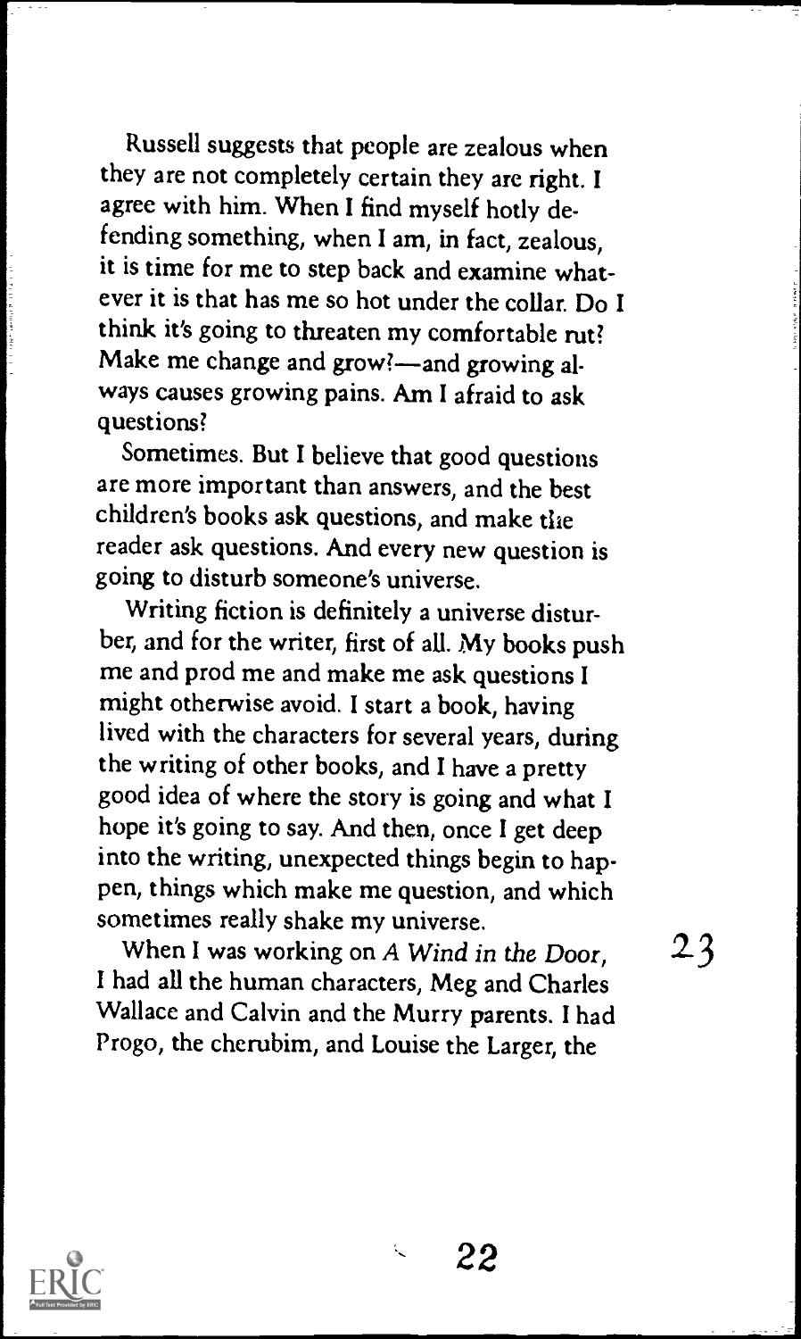Russell suggests that people are zealous when they are not completely certain they are right. I agree with him. When I find myself hotly defending something, when I am, in fact, zealous, it is time for me to step back and examine whatever it is that has me so hot under the collar. Do I think it's going to threaten my comfortable rut? Make me change and grow?—and growing always causes growing pains. Am I afraid to ask questions?

Sometimes. But I believe that good questions are more important than answers, and the best children's books ask questions, and make the reader ask questions. And every new question is going to disturb someone's universe.

Writing fiction is definitely a universe disturber, and for the writer, first of all. My books push me and prod me and make me ask questions I might otherwise avoid. I start a book, having lived with the characters for several years, during the writing of other books, and I have a pretty good idea of where the story is going and what I hope it's going to say. And then, once I get deep into the writing, unexpected things begin to happen, things which make me question, and which sometimes really shake my universe.

When I was working on *A Wind in the Door*, I had all the human characters, Meg and Charles Wallace and Calvin and the Murry parents. I had Progo, the cherubim, and Louise the Larger, the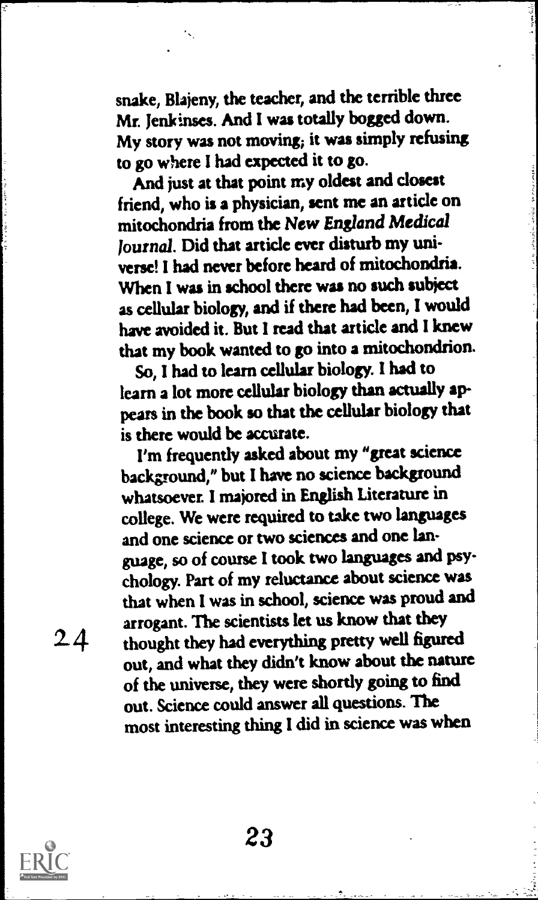snake, Blajeny, the teacher, and the terrible three Mr. Jenkinses. And I was totally bogged down. My story was not moving; it was simply refusing to go where I had expected it to go.

And just at that point my oldest and closest friend, who is a physician, sent me an article on mitochondria from the *New England Medical Journal*. Did that article ever disturb my universe! I had never before heard of mitochondria. When I was in school there was no such subject as cellular biology, and if there had been, I would have avoided it. But I read that article and I knew that my book wanted to go into a mitochondrion.

So, I had to learn cellular biology. I had to learn a lot more cellular biology than actually appears in the book so that the cellular biology that is there would be accurate.

I'm frequently asked about my "great science background," but I have no science background whatsoever. I majored in English Literature in college. We were required to take two languages and one science or two sciences and one language, so of course I took two languages and psychology. Part of my reluctance about science was that when I was in school, science was proud and arrogant. The scientists let us know that they thought they had everything pretty well figured out, and what they didn't know about the nature of the universe, they were shortly going to find out. Science could answer all questions. The most interesting thing I did in science was when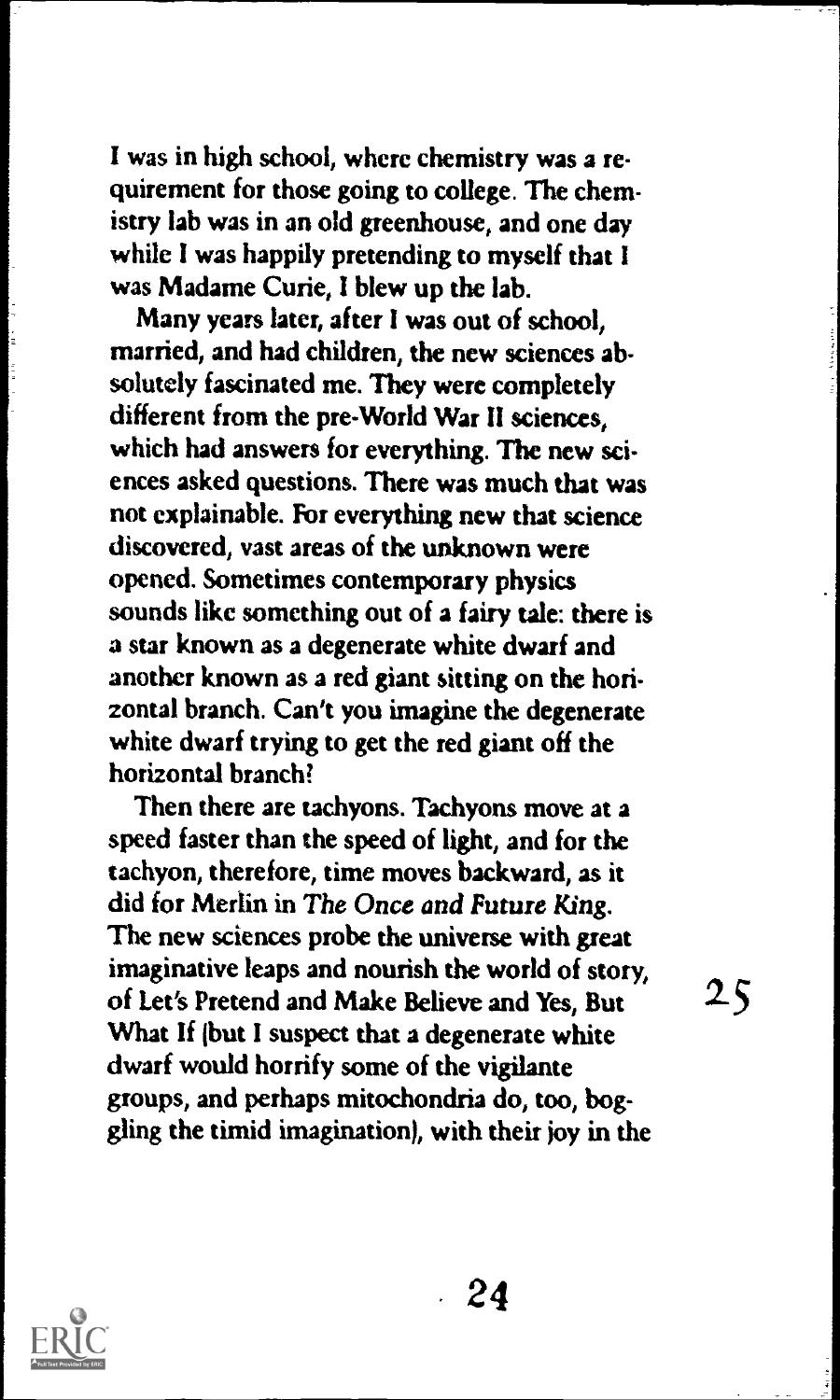I was in high school, where chemistry was a requirement for those going to college. The chemistry lab was in an old greenhouse, and one day while I was happily pretending to myself that I was Madame Curie, I blew up the lab.

Many years later, after I was out of school, married, and had children, the new sciences absolutely fascinated me. They were completely different from the pre-World War II sciences, which had answers for everything. The new sciences asked questions. There was much that was not explainable. For everything new that science discovered, vast areas of the unknown were opened. Sometimes contemporary physics sounds like something out of a fairy tale: there is a star known as a degenerate white dwarf and another known as a red giant sitting on the horizontal branch. Can't you imagine the degenerate white dwarf trying to get the red giant off the horizontal branch?

Then there are tachyons. Tachyons move at a speed faster than the speed of light, and for the tachyon, therefore, time moves backward, as it did for Merlin in *The Once and Future King*. The new sciences probe the universe with great imaginative leaps and nourish the world of story, of Let's Pretend and Make Believe and Yes, But What If (but I suspect that a degenerate white dwarf would horrify some of the vigilante groups, and perhaps mitochondria do, too, boggling the timid imagination), with their joy in the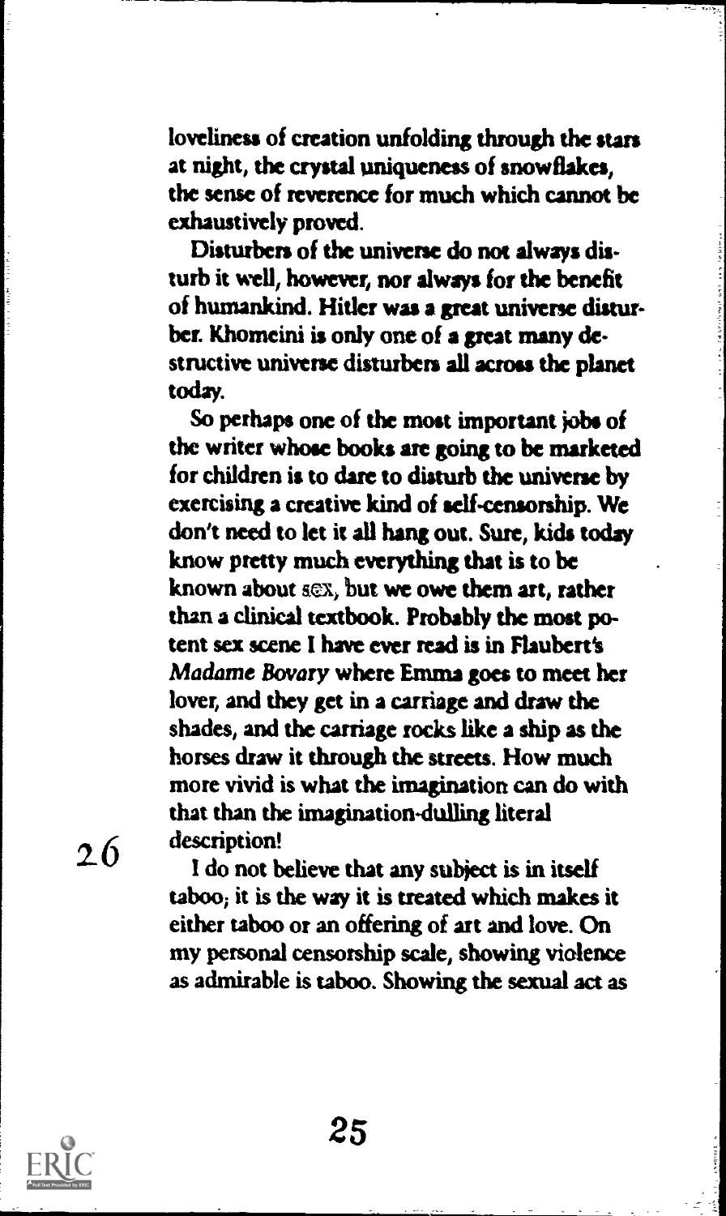loveliness of creation unfolding through the stars at night, the crystal uniqueness of snowflakes, the sense of reverence for much which cannot be exhaustively proved.

Disturbers of the universe do not always disturb it well, however, nor always for the benefit of humankind. Hitler was a great universe disturber. Khomeini is only one of a great many destructive universe disturbers all across the planet today.

So perhaps one of the most important jobs of the writer whose books are going to be marketed for children is to dare to disturb the universe by exercising a creative kind of self-censorship. We don't need to let it all hang out. Sure, kids today know pretty much everything that is to be known about sex, but we owe them art, rather than a clinical textbook. Probably the most potent sex scene I have ever read is in Flaubert's *Madame Bovary* where Emma goes to meet her lover, and they get in a carriage and draw the shades, and the carriage rocks like a ship as the horses draw it through the streets. How much more vivid is what the imagination can do with that than the imagination-dulling literal description!

I do not believe that any subject is in itself taboo; it is the way it is treated which makes it either taboo or an offering of art and love. On my personal censorship scale, showing violence as admirable is taboo. Showing the sexual act as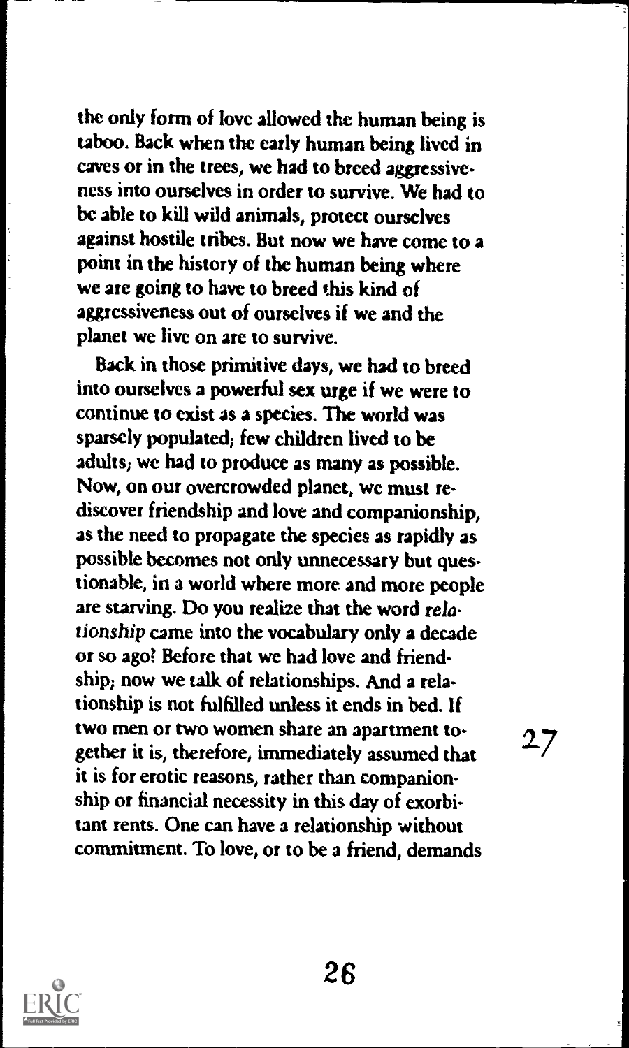the only form of love allowed the human being is taboo. Back when the early human being lived in caves or in the trees, we had to breed aggressiveness into ourselves in order to survive. We had to be able to kill wild animals, protect ourselves against hostile tribes. But now we have come to a point in the history of the human being where we are going to have to breed this kind of aggressiveness out of ourselves if we and the planet we live on are to survive.

Back in those primitive days, we had to breed into ourselves a powerful sex urge if we were to continue to exist as a species. The world was sparsely populated; few children lived to be adults; we had to produce as many as possible. Now, on our overcrowded planet, we must rediscover friendship and love and companionship, as the need to propagate the species as rapidly as possible becomes not only unnecessary but questionable, in a world where more and more people are starving. Do you realize that the word *relationship* came into the vocabulary only a decade or so ago? Before that we had love and friendship; now we talk of relationships. And a relationship is not fulfilled unless it ends in bed. If two men or two women share an apartment together it is, therefore, immediately assumed that it is for erotic reasons, rather than companionship or financial necessity in this day of exorbitant rents. One can have a relationship without commitment. To love, or to be a friend, demands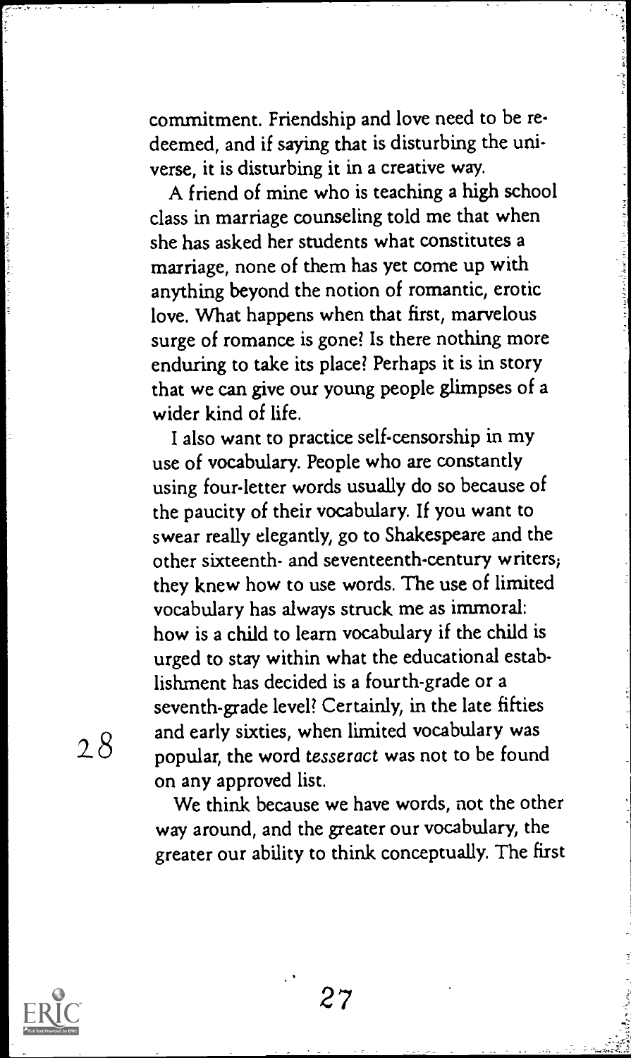commitment. Friendship and love need to be redeemed, and if saying that is disturbing the universe, it is disturbing it in a creative way.

A friend of mine who is teaching a high school class in marriage counseling told me that when she has asked her students what constitutes a marriage, none of them has yet come up with anything beyond the notion of romantic, erotic love. What happens when that first, marvelous surge of romance is gone? Is there nothing more enduring to take its place? Perhaps it is in story that we can give our young people glimpses of a wider kind of life.

I also want to practice self-censorship in my use of vocabulary. People who are constantly using four-letter words usually do so because of the paucity of their vocabulary. If you want to swear really elegantly, go to Shakespeare and the other sixteenth- and seventeenth-century writers; they knew how to use words. The use of limited vocabulary has always struck me as immoral: how is a child to learn vocabulary if the child is urged to stay within what the educational establishment has decided is a fourth-grade or a seventh-grade level? Certainly, in the late fifties and early sixties, when limited vocabulary was popular, the word *tesseract* was not to be found on any approved list.

We think because we have words, not the other way around, and the greater our vocabulary, the greater our ability to think conceptually. The first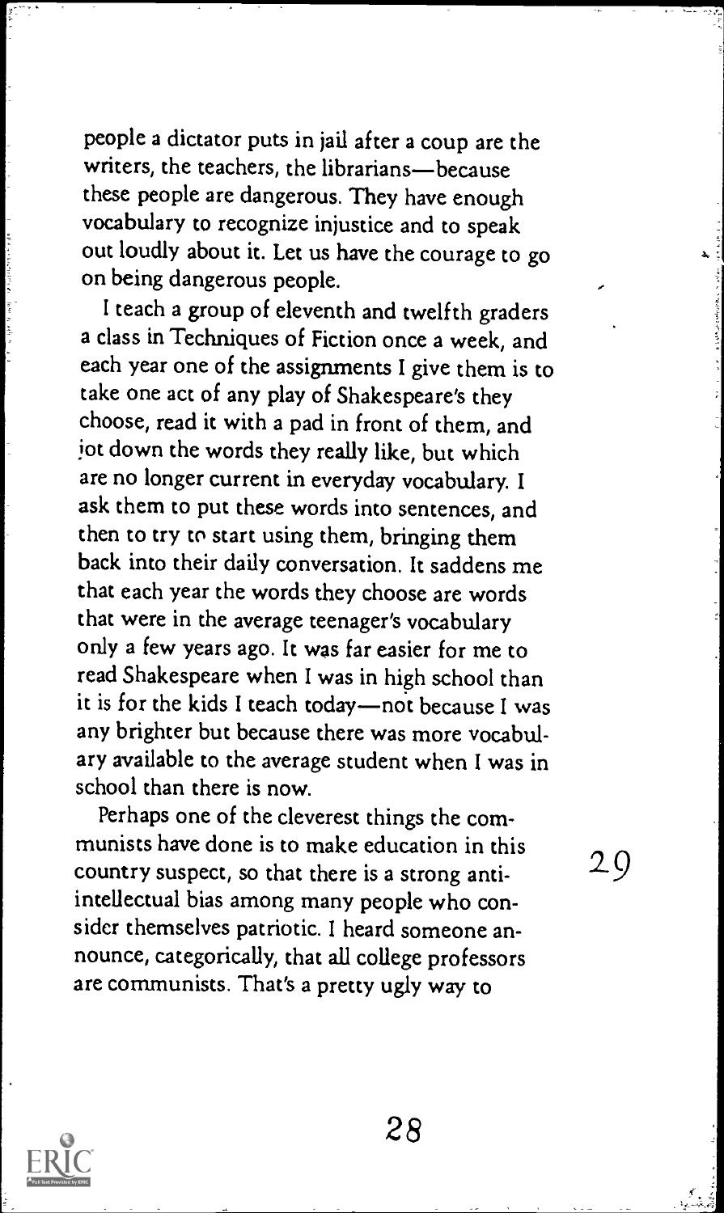people a dictator puts in jail after a coup are the writers, the teachers, the librarians—because these people are dangerous. They have enough vocabulary to recognize injustice and to speak out loudly about it. Let us have the courage to go on being dangerous people.

I teach a group of eleventh and twelfth graders a class in Techniques of Fiction once a week, and each year one of the assignments I give them is to take one act of any play of Shakespeare's they choose, read it with a pad in front of them, and jot down the words they really like, but which are no longer current in everyday vocabulary. I ask them to put these words into sentences, and then to try to start using them, bringing them back into their daily conversation. It saddens me that each year the words they choose are words that were in the average teenager's vocabulary only a few years ago. It was far easier for me to read Shakespeare when I was in high school than it is for the kids I teach today—not because I was any brighter but because there was more vocabulary available to the average student when I was in school than there is now.

Perhaps one of the cleverest things the communists have done is to make education in this country suspect, so that there is a strong anti-intellectual bias among many people who consider themselves patriotic. I heard someone announce, categorically, that all college professors are communists. That's a pretty ugly way to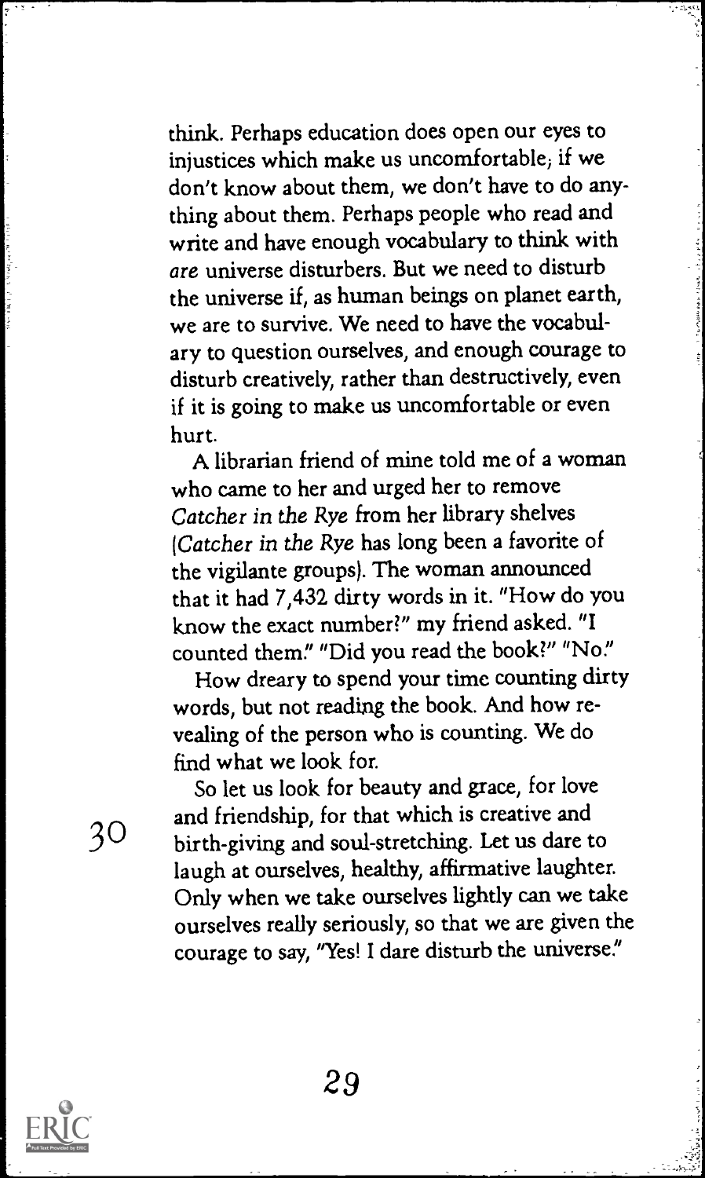think. Perhaps education does open our eyes to injustices which make us uncomfortable; if we don't know about them, we don't have to do anything about them. Perhaps people who read and write and have enough vocabulary to think with *are* universe disturbers. But we need to disturb the universe if, as human beings on planet earth, we are to survive. We need to have the vocabulary to question ourselves, and enough courage to disturb creatively, rather than destructively, even if it is going to make us uncomfortable or even hurt.

A librarian friend of mine told me of a woman who came to her and urged her to remove *Catcher in the Rye* from her library shelves (*Catcher in the Rye* has long been a favorite of the vigilante groups). The woman announced that it had 7,432 dirty words in it. "How do you know the exact number?" my friend asked. "I counted them." "Did you read the book?" "No."

How dreary to spend your time counting dirty words, but not reading the book. And how revealing of the person who is counting. We do find what we look for.

So let us look for beauty and grace, for love and friendship, for that which is creative and birth-giving and soul-stretching. Let us dare to laugh at ourselves, healthy, affirmative laughter. Only when we take ourselves lightly can we take ourselves really seriously, so that we are given the courage to say, "Yes! I dare disturb the universe."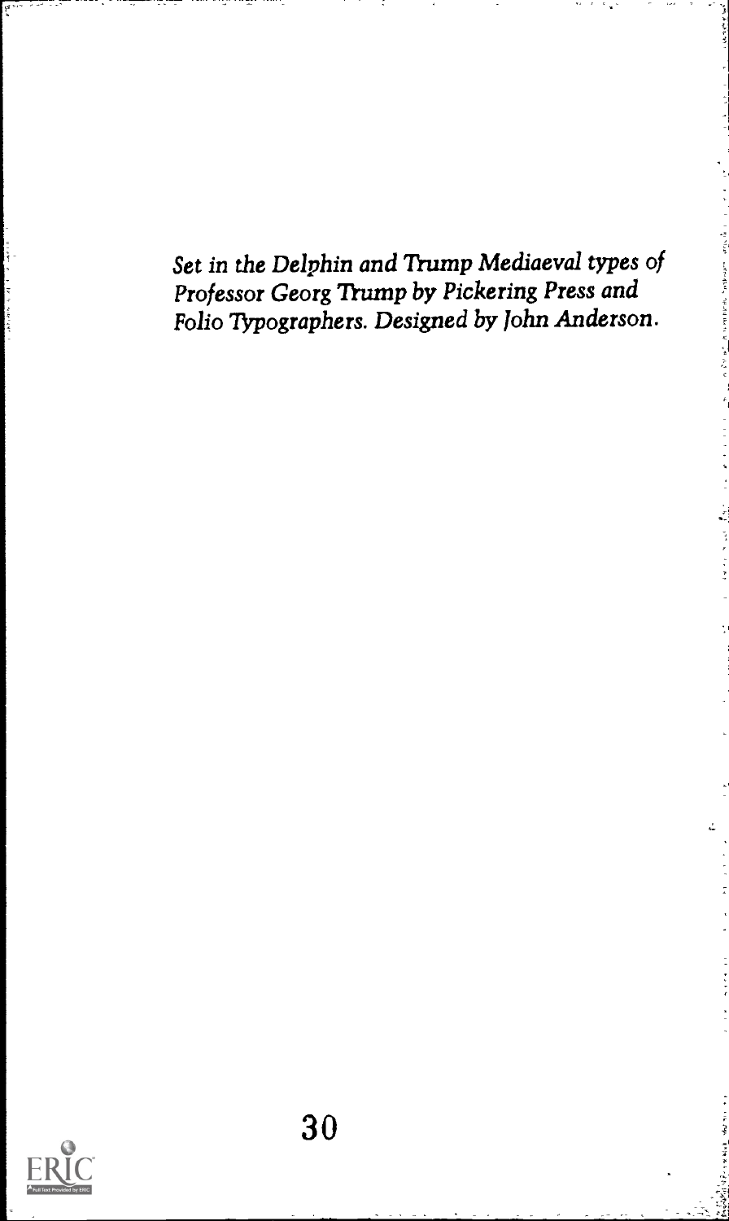*Set in the Delphin and Trump Mediaeval types of Professor Georg Trump by Pickering Press and Folio Typographers. Designed by John Anderson.*